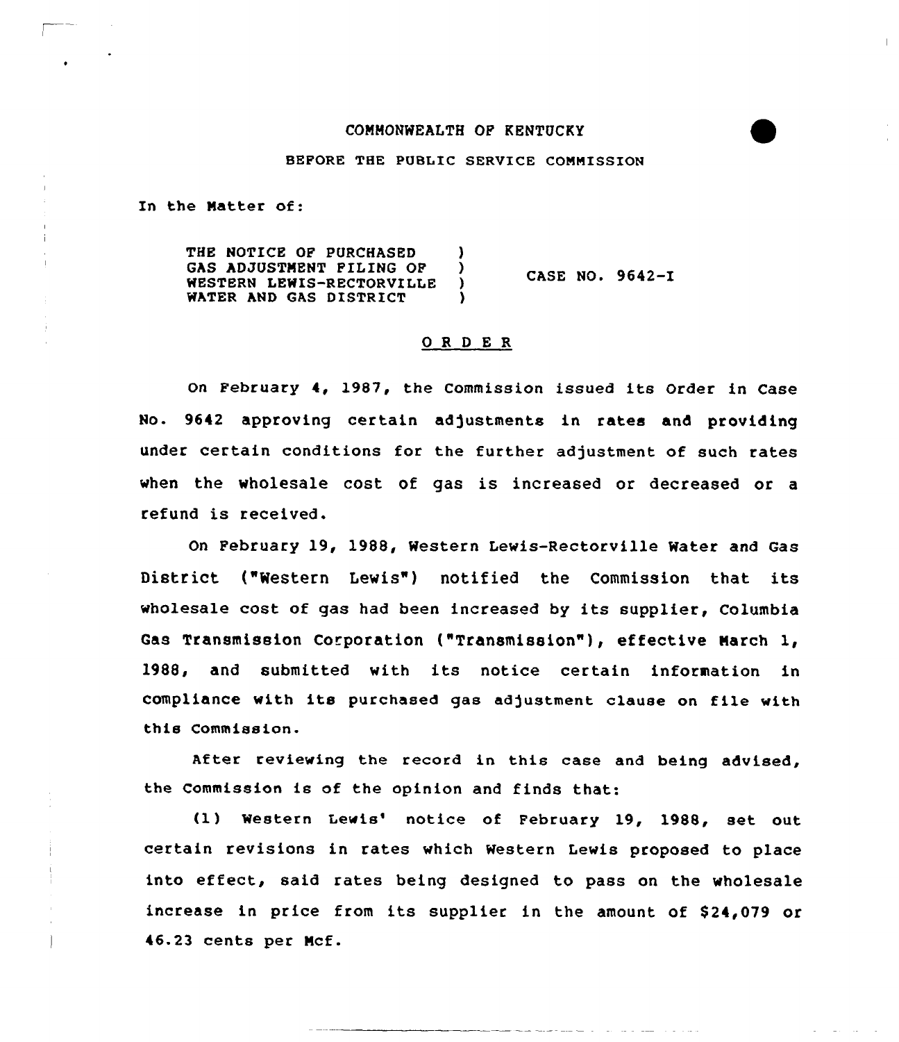COMMONWEALTH OF KENTUCKY

BEFORE THE PUBLIC SERVICE COMMISSION

In the Matter of:

THE NOTICE OF PURCHASED GAS ADJUSTMENT FILING OF WESTERN LEWIS-RECTORVILLE WATER AND GAS DISTRICT ) CASE NO. 9642-I

## O R D E R

On February 4, 1987, the Commission issued its Order in Case No. 9642 approving certain adjustments in rates and providing under certain conditions for the further adjustment of such rates when the wholesale cost of gas is increased or decreased or a refund is received.

On February 19, 1988, Western Lewis-Rectorville Water and Gas District ("Western Lewis") notified the Commission that its wholesale cost of gas had been increased by its supplier, Columbia Gas Transmission Corporation ("Transmission"), effective March 1, 1988, and submitted with its notice certain information in compliance with its purchased gas adjustment clause on file with this Commission.

After reviewing the record in this case and being advised, the Commission is of the opinion and finds that:

(1) Western Lewis' notice of February 19, 1988, set out certain revisions in rates which Western Lewis proposed to place into effect, said rates being designed to pass on the wholesale increase in price from its supplier in the amount of $24,079 or 46.23 cents per Mcf.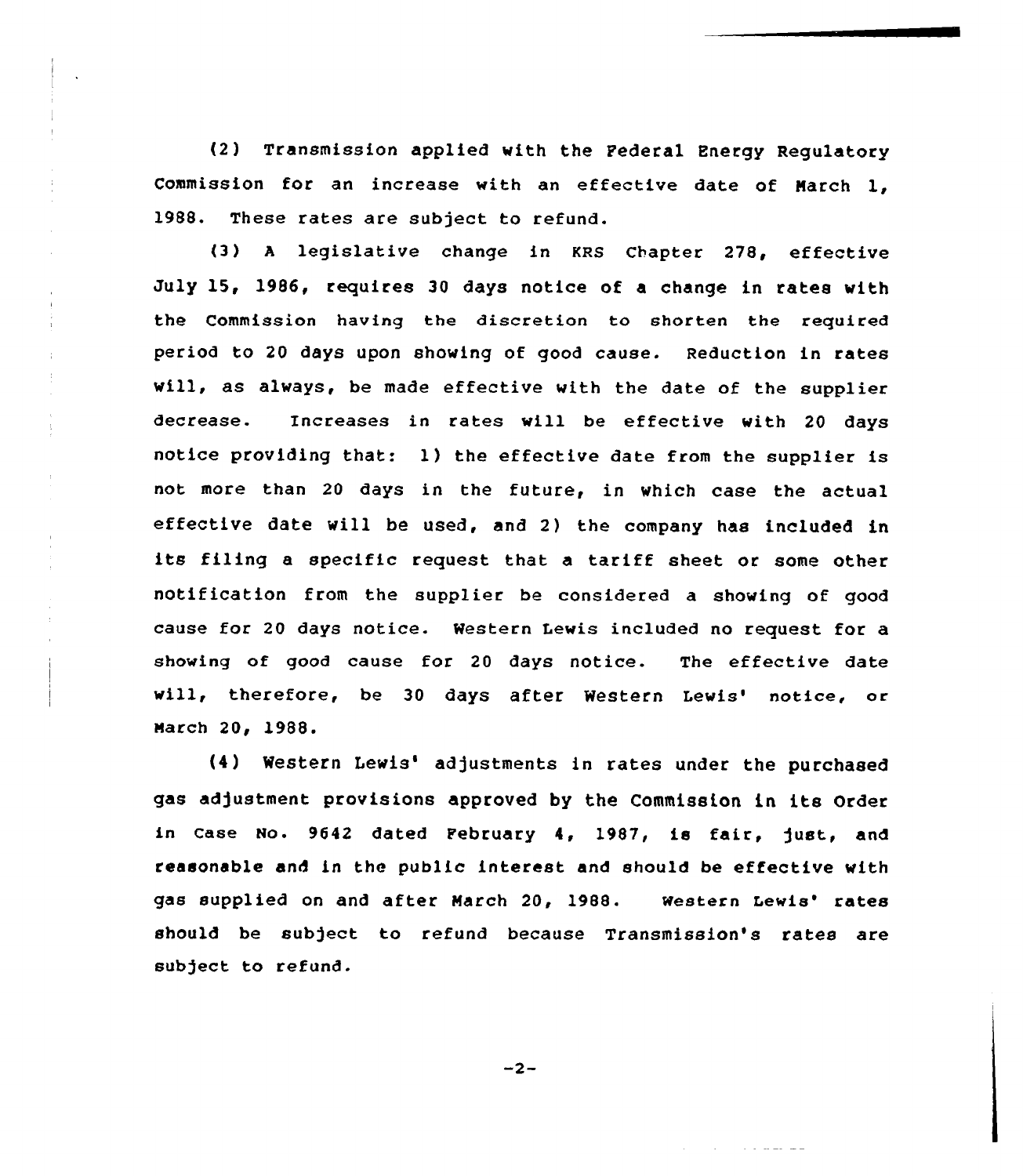(2) Transmission applied with the Federal Energy Regulatory Commission for an increase with an effective date of March 1, 1988. These rates are subject to refund.

(3) A legislative change in KRS Chapter 278, effective July 15, 1986, requires 30 days notice of a change in rates with the Commission having the discretion to shorten the required period to 20 days upon showing of good cause. Reduction in rates will, as always, be made effective with the date of the supplier decrease. Increases in rates will be effective with 20 days notice providing that: 1) the effective date from the supplier is not more than 20 days in the future, in which case the actual effective date will be used, and 2) the company has included in its filing a specific request that a tariff sheet or some other notification from the supplier be considered a showing of good cause for 20 days notice. Western Lewis included no request for a showing of good cause for 20 days notice. The effective date will, therefore, be 30 days after Western Lewis' notice, or March 20, 1988.

(4) Western Lewis' adjustments in rates under the purchased gas adjustment provisions approved by the Commission in its Order in Case No. 9642 dated February 4, 1987, is fair, just, and reasonable and in the public interest and should be effective with gas supplied on and after March 20, 1988. Western Lewis' rates should be subject to refund because Transmission's rates are subject to refund.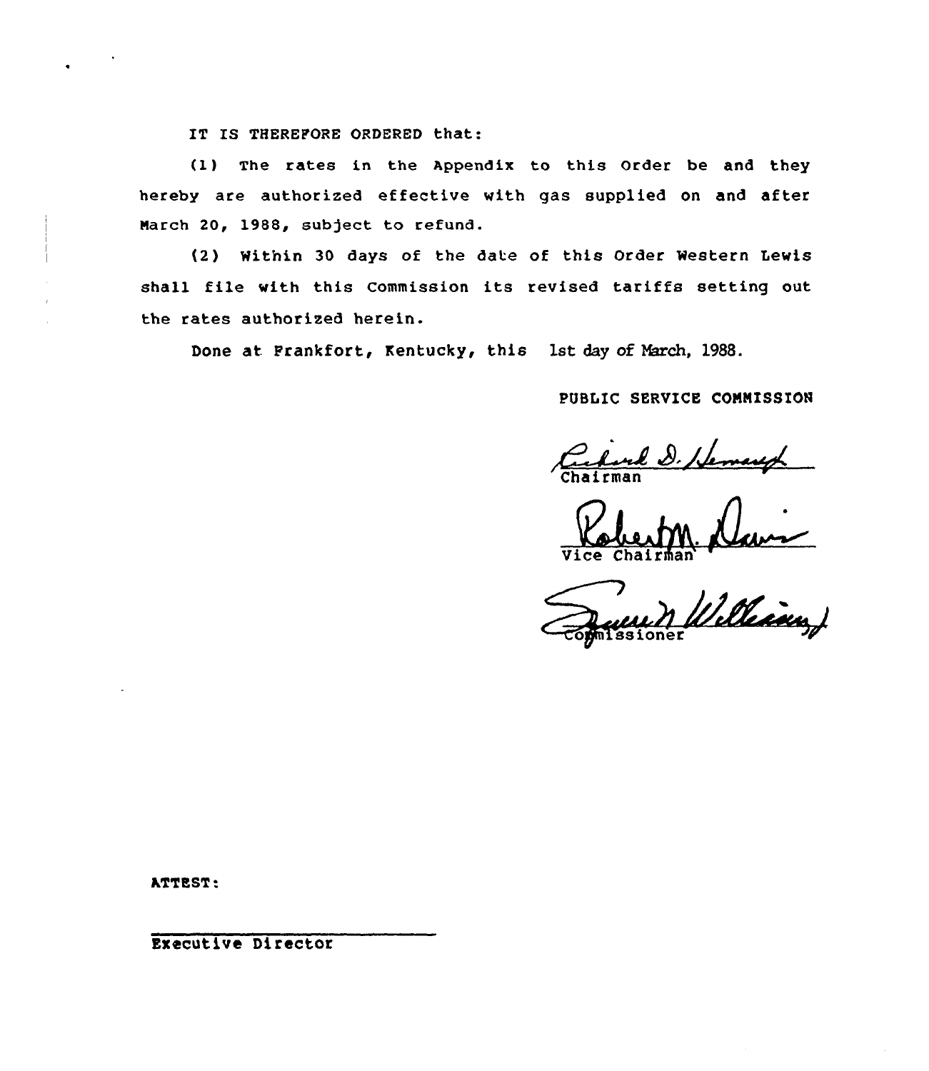IT IS THEREFORE ORDERED that:

(1) The rates in the Appendix to this Order be and they hereby are authorized effective with gas supplied on and after March 20, 1988, subject to refund.

(2) Within 30 days of the date of this Order Western Lewis shall file with this Commission its revised tariffs setting out the rates authorized herein.

Done at Frankfort, Kentucky, this 1st day of March, 1988.

PUBLIC SERVICE COMMISSION

Chairman

Vice Chairman

Commissioner

ATTEST:

Executive Director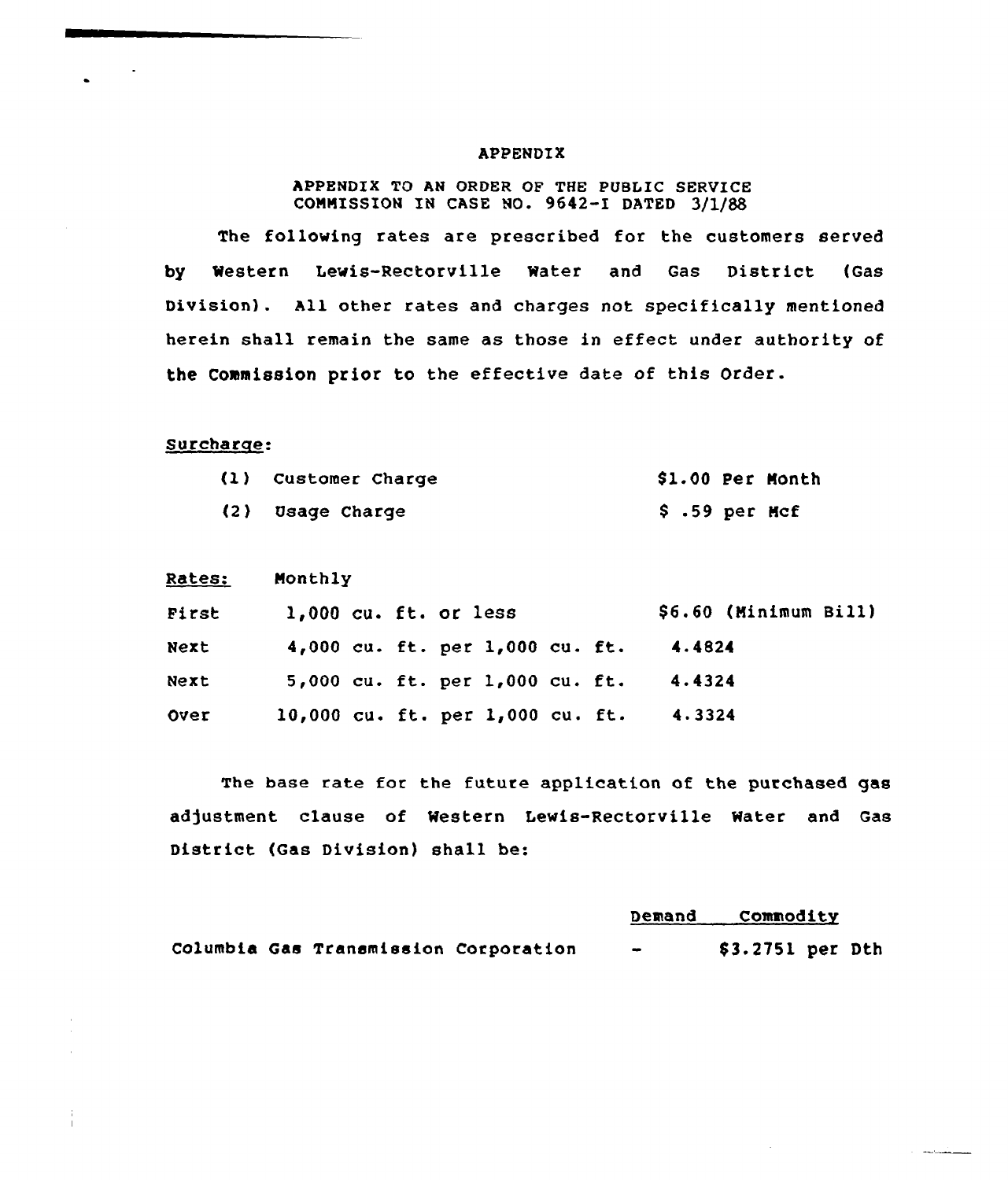# APPENDIX

APPENDIX TO AN ORDER OF THE PUBLIC SERVICE COMMISSION IN CASE NO. 9642-I DATED 3/1/88

The following rates are prescribed for the customers served by Western Lewis-Rectorville Water and Gas District (Gas Division). All other rates and charges not specifically mentioned herein shall remain the same as those in effect under authority of the Commission prior to the effective date of this Order.

Surcharge:

| | | |
|---|---|---|
| (1) | Customer Charge | $1.00 Per Month |
| (2) | Usage Charge | $ .59 per Mcf |

| Rates: | Monthly | |
|---|---|---|
| First | 1,000 cu. ft. or less | $6.60 (Minimum Bill) |
| Next | 4,000 cu. ft. per 1,000 cu. ft. | 4.4824 |
| Next | 5,000 cu. ft. per 1,000 cu. ft. | 4.4324 |
| Over | 10,000 cu. ft. per 1,000 cu. ft. | 4.3324 |

The base rate for the future application of the purchased gas adjustment clause of Western Lewis-Rectorville Water and Gas District (Gas Division) shall be:

| | Demand | Commodity |
|---|---|---|
| Columbia Gas Transmission Corporation | - | $3.2751 per Dth |